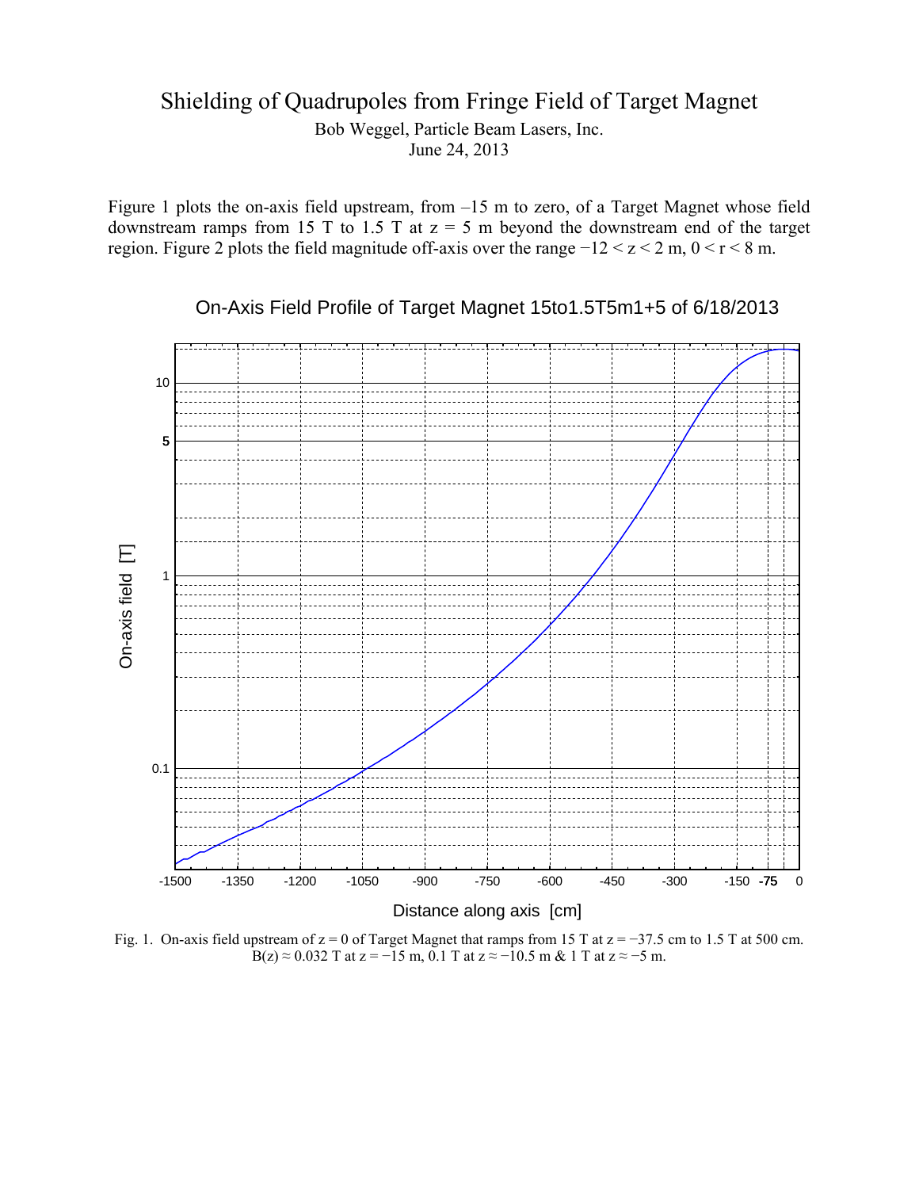# Shielding of Quadrupoles from Fringe Field of Target Magnet

Bob Weggel, Particle Beam Lasers, Inc.
June 24, 2013

Figure 1 plots the on-axis field upstream, from –15 m to zero, of a Target Magnet whose field downstream ramps from 15 T to 1.5 T at z = 5 m beyond the downstream end of the target region. Figure 2 plots the field magnitude off-axis over the range $-12 < z < 2$ m, $0 < r < 8$ m.

Fig. 1. On-axis field upstream of z = 0 of Target Magnet that ramps from 15 T at z = −37.5 cm to 1.5 T at 500 cm. $B(z) \approx 0.032$ T at z = −15 m, 0.1 T at z ≈ −10.5 m & 1 T at z ≈ −5 m.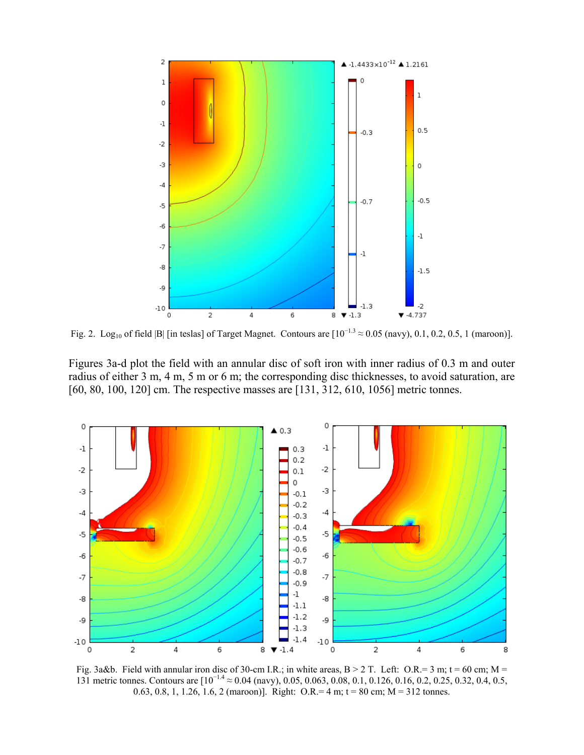Fig. 2. $\text{Log}_{10}$ of field |B| [in teslas] of Target Magnet. Contours are [$10^{-1.3} \approx 0.05$ (navy), 0.1, 0.2, 0.5, 1 (maroon)].

Figures 3a-d plot the field with an annular disc of soft iron with inner radius of 0.3 m and outer radius of either 3 m, 4 m, 5 m or 6 m; the corresponding disc thicknesses, to avoid saturation, are [60, 80, 100, 120] cm. The respective masses are [131, 312, 610, 1056] metric tonnes.

Fig. 3a&b. Field with annular iron disc of 30-cm I.R.; in white areas, B > 2 T. Left: O.R.= 3 m; t = 60 cm; M = 131 metric tonnes. Contours are [$10^{-1.4} \approx 0.04$ (navy), 0.05, 0.063, 0.08, 0.1, 0.126, 0.16, 0.2, 0.25, 0.32, 0.4, 0.5, 0.63, 0.8, 1, 1.26, 1.6, 2 (maroon)]. Right: O.R.= 4 m; t = 80 cm; M = 312 tonnes.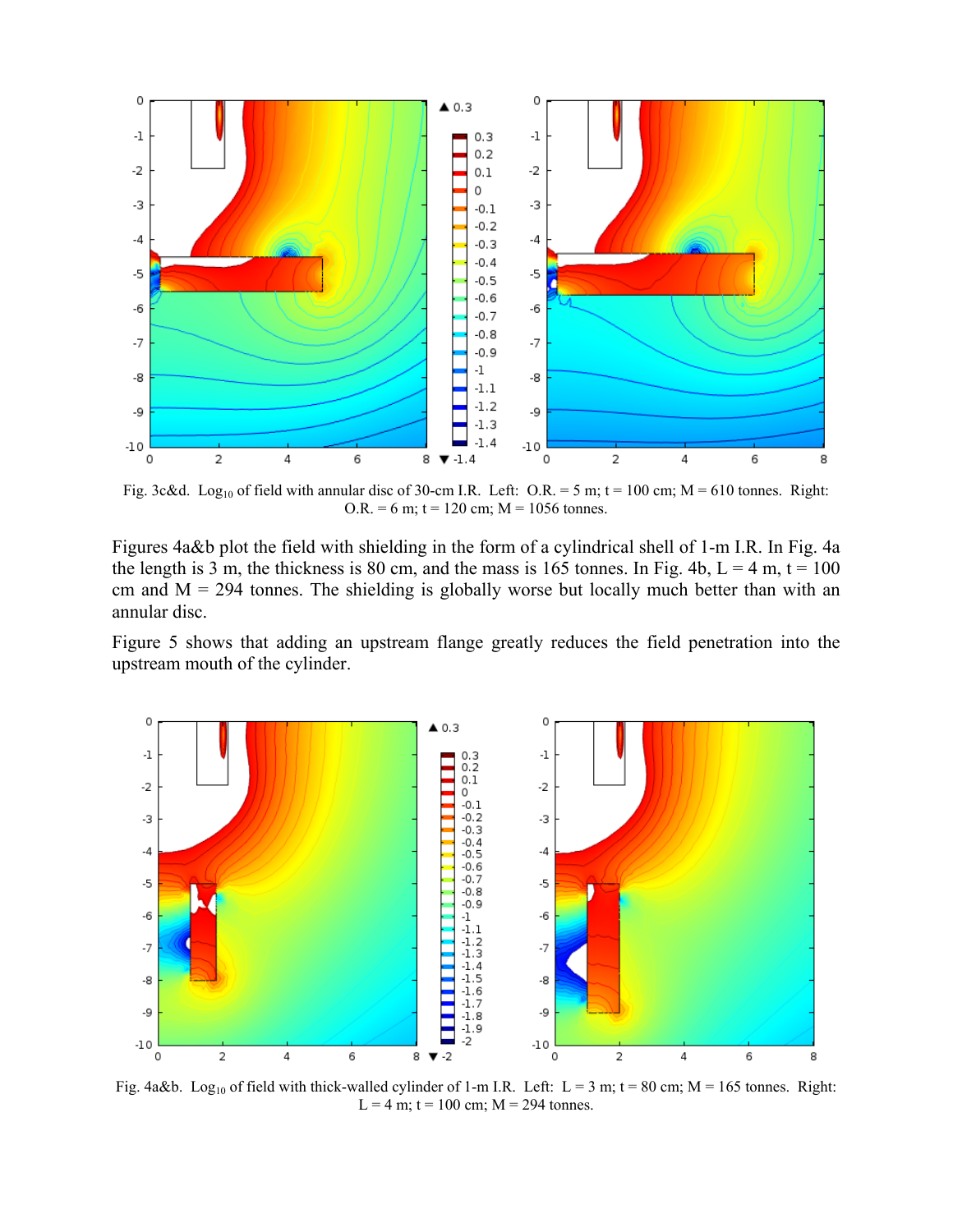Fig. 3c&d. $\text{Log}_{10}$ of field with annular disc of 30-cm I.R. Left: O.R. = 5 m; t = 100 cm; M = 610 tonnes. Right: O.R. = 6 m; t = 120 cm; M = 1056 tonnes.

Figures 4a&b plot the field with shielding in the form of a cylindrical shell of 1-m I.R. In Fig. 4a the length is 3 m, the thickness is 80 cm, and the mass is 165 tonnes. In Fig. 4b, L = 4 m, t = 100 cm and M = 294 tonnes. The shielding is globally worse but locally much better than with an annular disc.

Figure 5 shows that adding an upstream flange greatly reduces the field penetration into the upstream mouth of the cylinder.

Fig. 4a&b. $\text{Log}_{10}$ of field with thick-walled cylinder of 1-m I.R. Left: L = 3 m; t = 80 cm; M = 165 tonnes. Right: L = 4 m; t = 100 cm; M = 294 tonnes.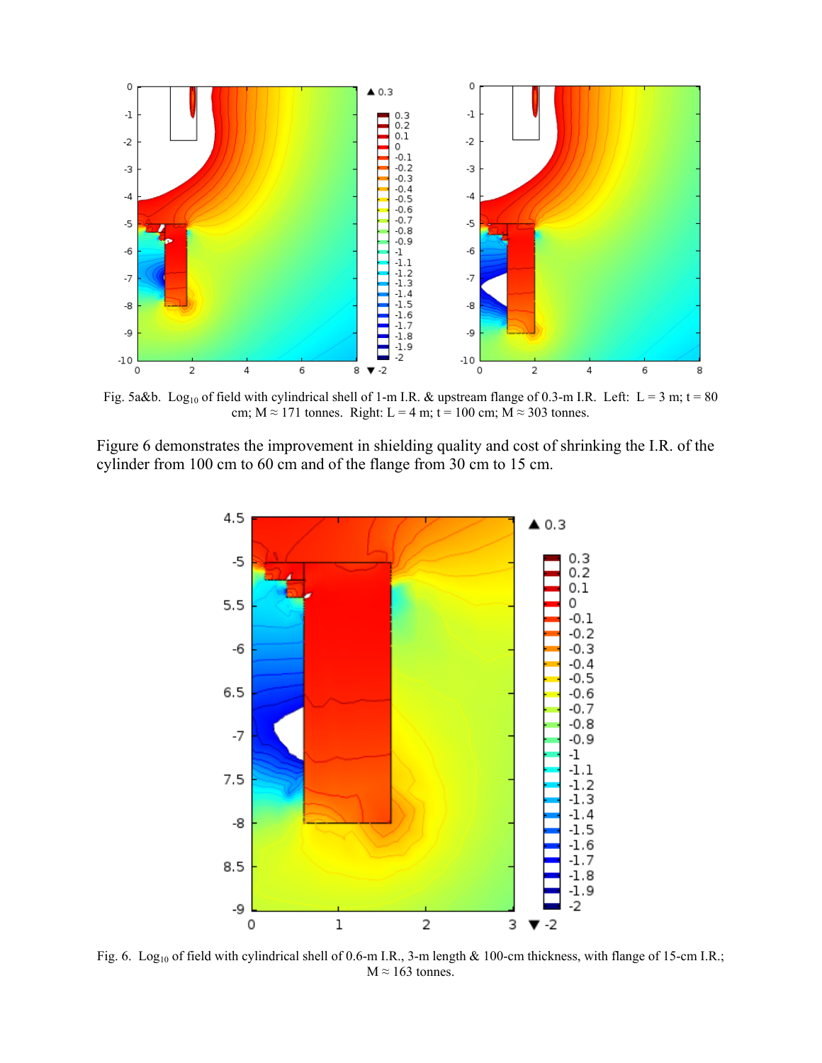Fig. 5a&b. $Log_{10}$ of field with cylindrical shell of 1-m I.R. & upstream flange of 0.3-m I.R. Left: L = 3 m; t = 80 cm; M ≈ 171 tonnes. Right: L = 4 m; t = 100 cm; M ≈ 303 tonnes.

Figure 6 demonstrates the improvement in shielding quality and cost of shrinking the I.R. of the cylinder from 100 cm to 60 cm and of the flange from 30 cm to 15 cm.

Fig. 6. $Log_{10}$ of field with cylindrical shell of 0.6-m I.R., 3-m length & 100-cm thickness, with flange of 15-cm I.R.; M ≈ 163 tonnes.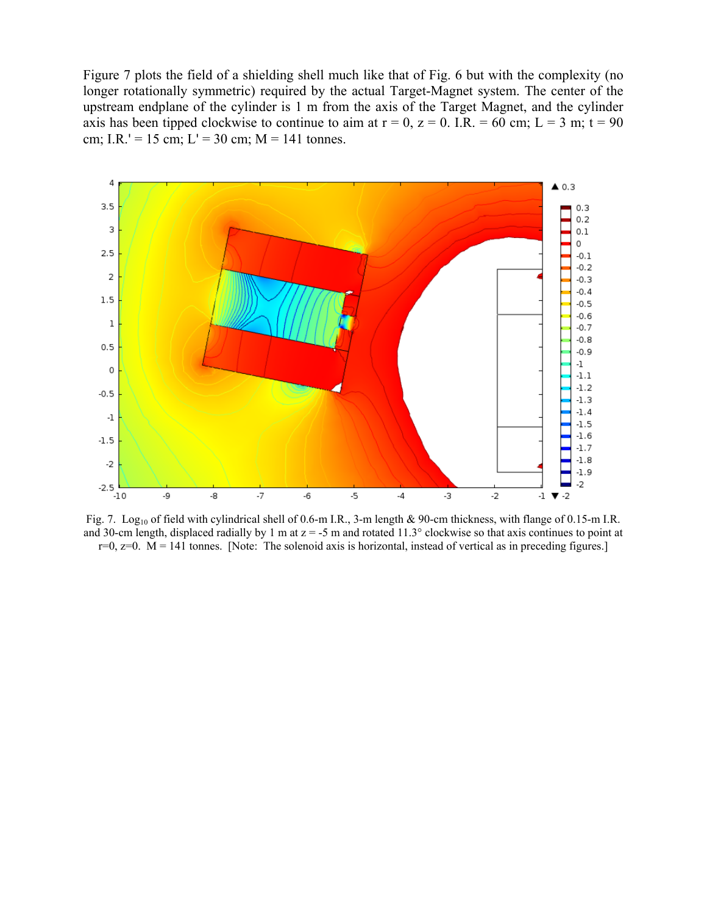Figure 7 plots the field of a shielding shell much like that of Fig. 6 but with the complexity (no longer rotationally symmetric) required by the actual Target-Magnet system. The center of the upstream endplane of the cylinder is 1 m from the axis of the Target Magnet, and the cylinder axis has been tipped clockwise to continue to aim at r = 0, z = 0. I.R. = 60 cm; L = 3 m; t = 90 cm; I.R.' = 15 cm; L' = 30 cm; M = 141 tonnes.

4
3.5
3
2.5
2
1.5
1
0.5
0
-0.5
-1
-1.5
-2
-2.5

-10
-9
-8
-7
-6
-5
-4
-3
-2
-1

▲ 0.3

0.3
0.2
0.1
0
-0.1
-0.2
-0.3
-0.4
-0.5
-0.6
-0.7
-0.8
-0.9
-1
-1.1
-1.2
-1.3
-1.4
-1.5
-1.6
-1.7
-1.8
-1.9
-2

▼ -2

Fig. 7. $\text{Log}_{10}$ of field with cylindrical shell of 0.6-m I.R., 3-m length & 90-cm thickness, with flange of 0.15-m I.R. and 30-cm length, displaced radially by 1 m at z = -5 m and rotated 11.3° clockwise so that axis continues to point at r=0, z=0. M = 141 tonnes. [Note: The solenoid axis is horizontal, instead of vertical as in preceding figures.]